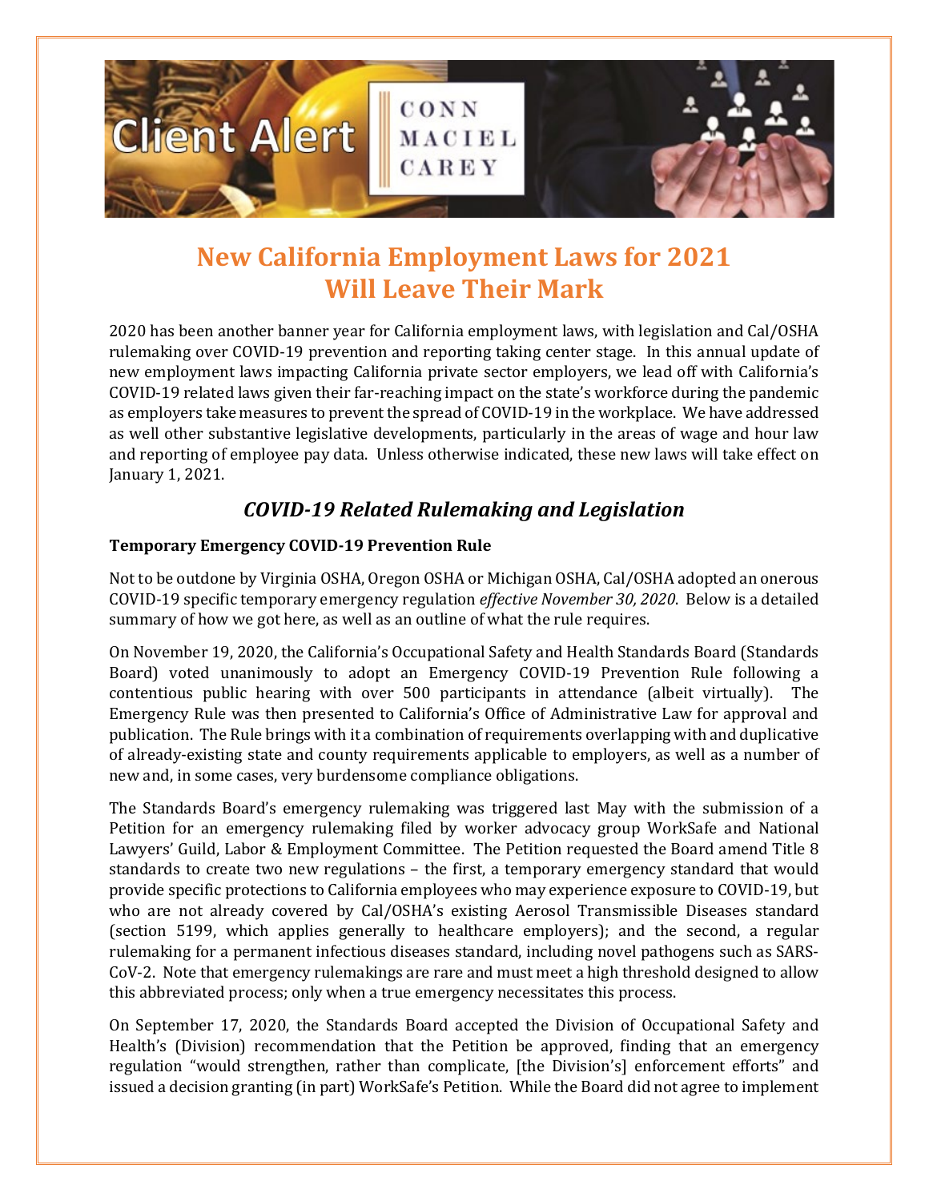# New California Employment Laws for 2021 Will Leave Their Mark

2020 has been another banner year for California employment laws, with legislation and Cal/OSHA rulemaking over COVID-19 prevention and reporting taking center stage. In this annual update of new employment laws impacting California private sector employers, we lead off with California's COVID-19 related laws given their far-reaching impact on the state's workforce during the pandemic as employers take measures to prevent the spread of COVID-19 in the workplace. We have addressed as well other substantive legislative developments, particularly in the areas of wage and hour law and reporting of employee pay data. Unless otherwise indicated, these new laws will take effect on January 1, 2021.

## *COVID-19 Related Rulemaking and Legislation*

**Temporary Emergency COVID-19 Prevention Rule**

Not to be outdone by Virginia OSHA, Oregon OSHA or Michigan OSHA, Cal/OSHA adopted an onerous COVID-19 specific temporary emergency regulation *effective November 30, 2020*. Below is a detailed summary of how we got here, as well as an outline of what the rule requires.

On November 19, 2020, the California's Occupational Safety and Health Standards Board (Standards Board) voted unanimously to adopt an Emergency COVID-19 Prevention Rule following a contentious public hearing with over 500 participants in attendance (albeit virtually). The Emergency Rule was then presented to California's Office of Administrative Law for approval and publication. The Rule brings with it a combination of requirements overlapping with and duplicative of already-existing state and county requirements applicable to employers, as well as a number of new and, in some cases, very burdensome compliance obligations.

The Standards Board's emergency rulemaking was triggered last May with the submission of a Petition for an emergency rulemaking filed by worker advocacy group WorkSafe and National Lawyers' Guild, Labor & Employment Committee. The Petition requested the Board amend Title 8 standards to create two new regulations – the first, a temporary emergency standard that would provide specific protections to California employees who may experience exposure to COVID-19, but who are not already covered by Cal/OSHA's existing Aerosol Transmissible Diseases standard (section 5199, which applies generally to healthcare employers); and the second, a regular rulemaking for a permanent infectious diseases standard, including novel pathogens such as SARS-CoV-2. Note that emergency rulemakings are rare and must meet a high threshold designed to allow this abbreviated process; only when a true emergency necessitates this process.

On September 17, 2020, the Standards Board accepted the Division of Occupational Safety and Health's (Division) recommendation that the Petition be approved, finding that an emergency regulation "would strengthen, rather than complicate, [the Division's] enforcement efforts" and issued a decision granting (in part) WorkSafe's Petition. While the Board did not agree to implement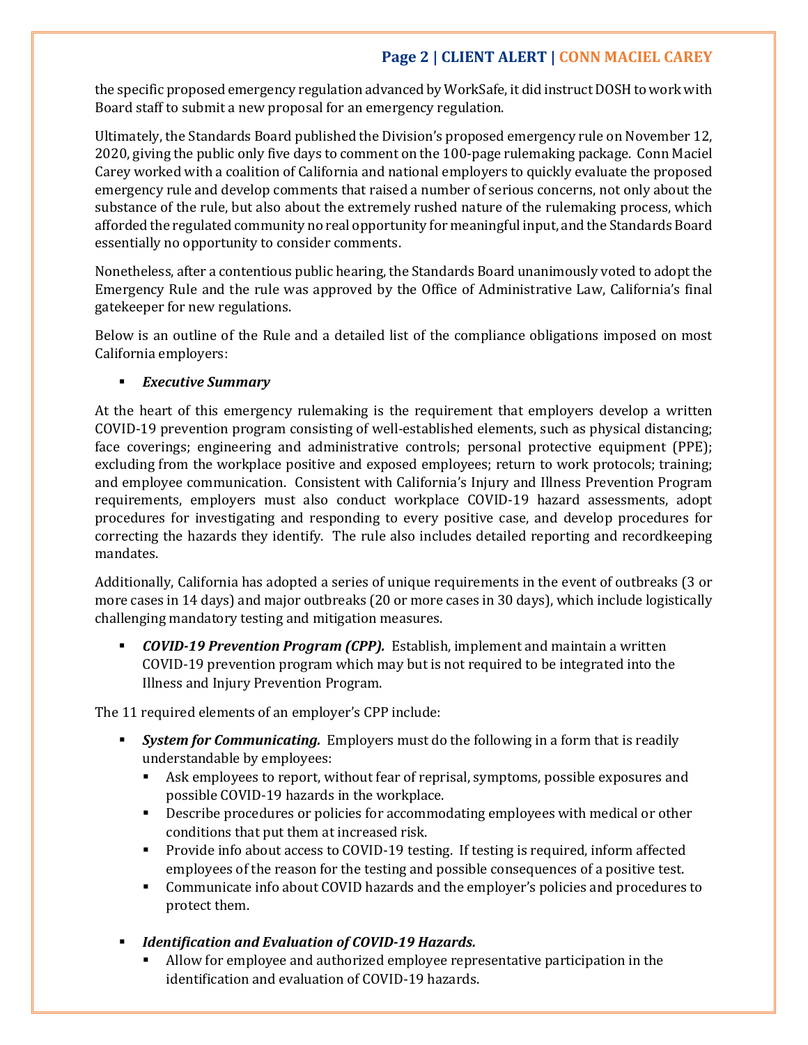the specific proposed emergency regulation advanced by WorkSafe, it did instruct DOSH to work with Board staff to submit a new proposal for an emergency regulation.

Ultimately, the Standards Board published the Division's proposed emergency rule on November 12, 2020, giving the public only five days to comment on the 100-page rulemaking package. Conn Maciel Carey worked with a coalition of California and national employers to quickly evaluate the proposed emergency rule and develop comments that raised a number of serious concerns, not only about the substance of the rule, but also about the extremely rushed nature of the rulemaking process, which afforded the regulated community no real opportunity for meaningful input, and the Standards Board essentially no opportunity to consider comments.

Nonetheless, after a contentious public hearing, the Standards Board unanimously voted to adopt the Emergency Rule and the rule was approved by the Office of Administrative Law, California's final gatekeeper for new regulations.

Below is an outline of the Rule and a detailed list of the compliance obligations imposed on most California employers:

- ***Executive Summary***

At the heart of this emergency rulemaking is the requirement that employers develop a written COVID-19 prevention program consisting of well-established elements, such as physical distancing; face coverings; engineering and administrative controls; personal protective equipment (PPE); excluding from the workplace positive and exposed employees; return to work protocols; training; and employee communication. Consistent with California's Injury and Illness Prevention Program requirements, employers must also conduct workplace COVID-19 hazard assessments, adopt procedures for investigating and responding to every positive case, and develop procedures for correcting the hazards they identify. The rule also includes detailed reporting and recordkeeping mandates.

Additionally, California has adopted a series of unique requirements in the event of outbreaks (3 or more cases in 14 days) and major outbreaks (20 or more cases in 30 days), which include logistically challenging mandatory testing and mitigation measures.

- ***COVID-19 Prevention Program (CPP).*** Establish, implement and maintain a written COVID-19 prevention program which may but is not required to be integrated into the Illness and Injury Prevention Program.

The 11 required elements of an employer's CPP include:

- ***System for Communicating.*** Employers must do the following in a form that is readily understandable by employees:
  - Ask employees to report, without fear of reprisal, symptoms, possible exposures and possible COVID-19 hazards in the workplace.
  - Describe procedures or policies for accommodating employees with medical or other conditions that put them at increased risk.
  - Provide info about access to COVID-19 testing. If testing is required, inform affected employees of the reason for the testing and possible consequences of a positive test.
  - Communicate info about COVID hazards and the employer's policies and procedures to protect them.
- ***Identification and Evaluation of COVID-19 Hazards.***
  - Allow for employee and authorized employee representative participation in the identification and evaluation of COVID-19 hazards.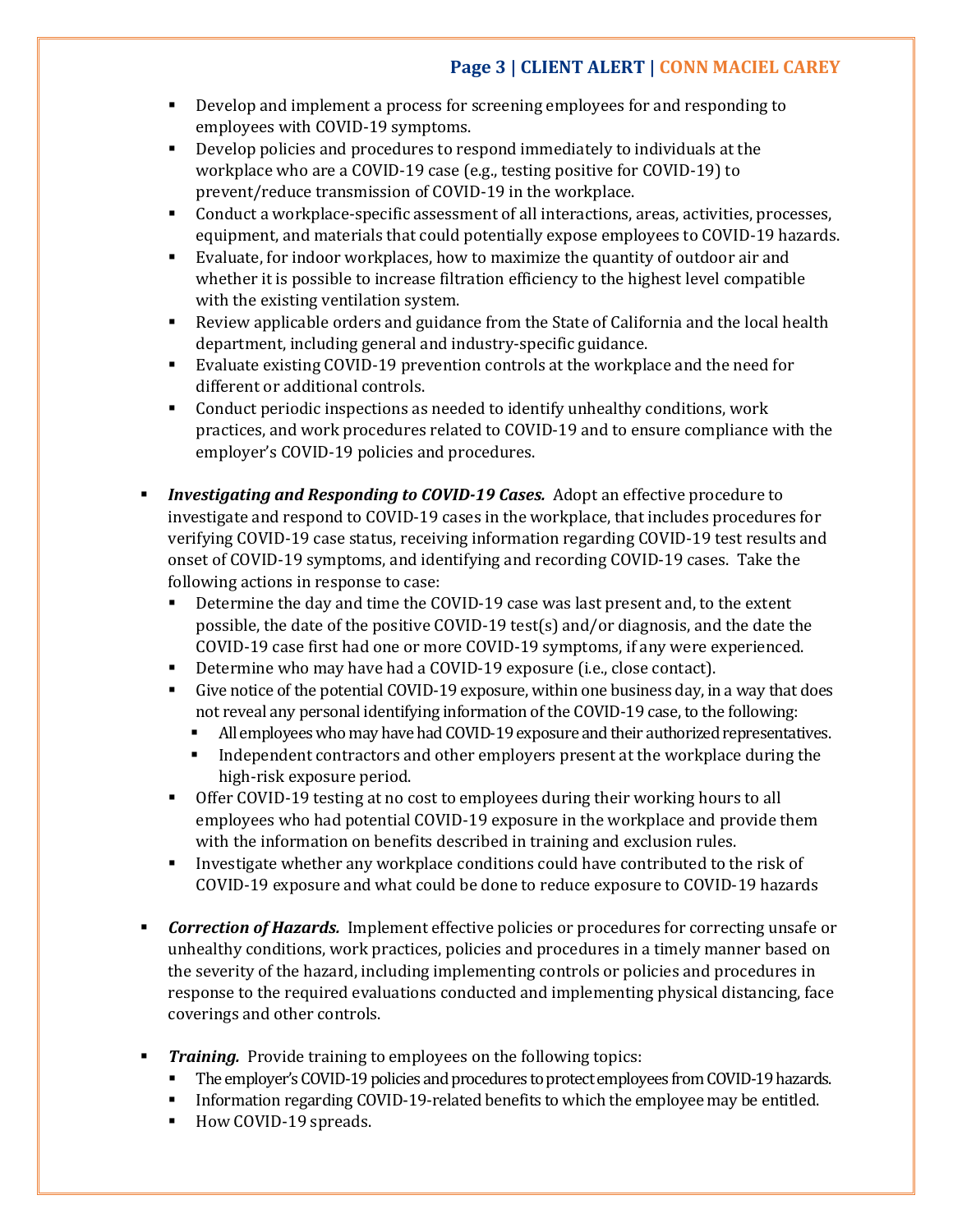- Develop and implement a process for screening employees for and responding to employees with COVID-19 symptoms.
  - Develop policies and procedures to respond immediately to individuals at the workplace who are a COVID-19 case (e.g., testing positive for COVID-19) to prevent/reduce transmission of COVID-19 in the workplace.
  - Conduct a workplace-specific assessment of all interactions, areas, activities, processes, equipment, and materials that could potentially expose employees to COVID-19 hazards.
  - Evaluate, for indoor workplaces, how to maximize the quantity of outdoor air and whether it is possible to increase filtration efficiency to the highest level compatible with the existing ventilation system.
  - Review applicable orders and guidance from the State of California and the local health department, including general and industry-specific guidance.
  - Evaluate existing COVID-19 prevention controls at the workplace and the need for different or additional controls.
  - Conduct periodic inspections as needed to identify unhealthy conditions, work practices, and work procedures related to COVID-19 and to ensure compliance with the employer's COVID-19 policies and procedures.

- ***Investigating and Responding to COVID-19 Cases.*** Adopt an effective procedure to investigate and respond to COVID-19 cases in the workplace, that includes procedures for verifying COVID-19 case status, receiving information regarding COVID-19 test results and onset of COVID-19 symptoms, and identifying and recording COVID-19 cases. Take the following actions in response to case:
  - Determine the day and time the COVID-19 case was last present and, to the extent possible, the date of the positive COVID-19 test(s) and/or diagnosis, and the date the COVID-19 case first had one or more COVID-19 symptoms, if any were experienced.
  - Determine who may have had a COVID-19 exposure (i.e., close contact).
  - Give notice of the potential COVID-19 exposure, within one business day, in a way that does not reveal any personal identifying information of the COVID-19 case, to the following:
    - All employees who may have had COVID-19 exposure and their authorized representatives.
    - Independent contractors and other employers present at the workplace during the high-risk exposure period.
  - Offer COVID-19 testing at no cost to employees during their working hours to all employees who had potential COVID-19 exposure in the workplace and provide them with the information on benefits described in training and exclusion rules.
  - Investigate whether any workplace conditions could have contributed to the risk of COVID-19 exposure and what could be done to reduce exposure to COVID-19 hazards

- ***Correction of Hazards.*** Implement effective policies or procedures for correcting unsafe or unhealthy conditions, work practices, policies and procedures in a timely manner based on the severity of the hazard, including implementing controls or policies and procedures in response to the required evaluations conducted and implementing physical distancing, face coverings and other controls.

- ***Training.*** Provide training to employees on the following topics:
  - The employer's COVID-19 policies and procedures to protect employees from COVID-19 hazards.
  - Information regarding COVID-19-related benefits to which the employee may be entitled.
  - How COVID-19 spreads.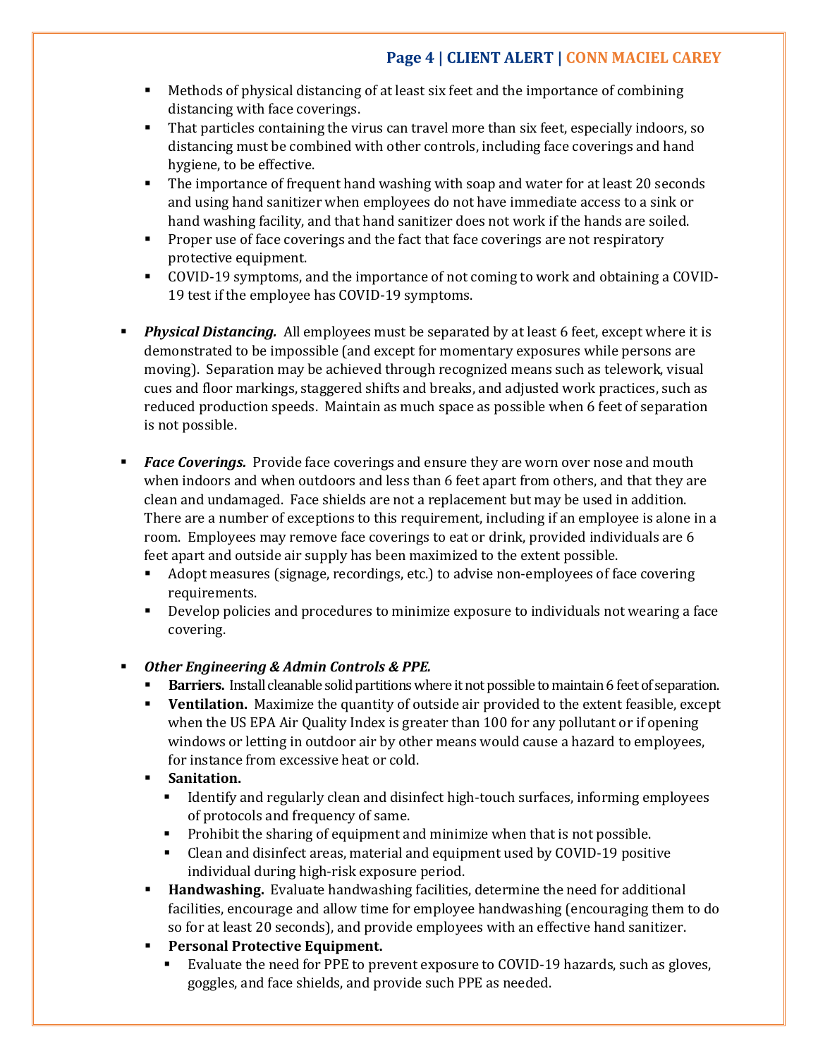- Methods of physical distancing of at least six feet and the importance of combining distancing with face coverings.
- That particles containing the virus can travel more than six feet, especially indoors, so distancing must be combined with other controls, including face coverings and hand hygiene, to be effective.
- The importance of frequent hand washing with soap and water for at least 20 seconds and using hand sanitizer when employees do not have immediate access to a sink or hand washing facility, and that hand sanitizer does not work if the hands are soiled.
- Proper use of face coverings and the fact that face coverings are not respiratory protective equipment.
- COVID-19 symptoms, and the importance of not coming to work and obtaining a COVID-19 test if the employee has COVID-19 symptoms.

- ***Physical Distancing.*** All employees must be separated by at least 6 feet, except where it is demonstrated to be impossible (and except for momentary exposures while persons are moving). Separation may be achieved through recognized means such as telework, visual cues and floor markings, staggered shifts and breaks, and adjusted work practices, such as reduced production speeds. Maintain as much space as possible when 6 feet of separation is not possible.

- ***Face Coverings.*** Provide face coverings and ensure they are worn over nose and mouth when indoors and when outdoors and less than 6 feet apart from others, and that they are clean and undamaged. Face shields are not a replacement but may be used in addition. There are a number of exceptions to this requirement, including if an employee is alone in a room. Employees may remove face coverings to eat or drink, provided individuals are 6 feet apart and outside air supply has been maximized to the extent possible.
  - Adopt measures (signage, recordings, etc.) to advise non-employees of face covering requirements.
  - Develop policies and procedures to minimize exposure to individuals not wearing a face covering.

- ***Other Engineering & Admin Controls & PPE.***
  - **Barriers.** Install cleanable solid partitions where it not possible to maintain 6 feet of separation.
  - **Ventilation.** Maximize the quantity of outside air provided to the extent feasible, except when the US EPA Air Quality Index is greater than 100 for any pollutant or if opening windows or letting in outdoor air by other means would cause a hazard to employees, for instance from excessive heat or cold.
  - **Sanitation.**
    - Identify and regularly clean and disinfect high-touch surfaces, informing employees of protocols and frequency of same.
    - Prohibit the sharing of equipment and minimize when that is not possible.
    - Clean and disinfect areas, material and equipment used by COVID-19 positive individual during high-risk exposure period.
  - **Handwashing.** Evaluate handwashing facilities, determine the need for additional facilities, encourage and allow time for employee handwashing (encouraging them to do so for at least 20 seconds), and provide employees with an effective hand sanitizer.
  - **Personal Protective Equipment.**
    - Evaluate the need for PPE to prevent exposure to COVID-19 hazards, such as gloves, goggles, and face shields, and provide such PPE as needed.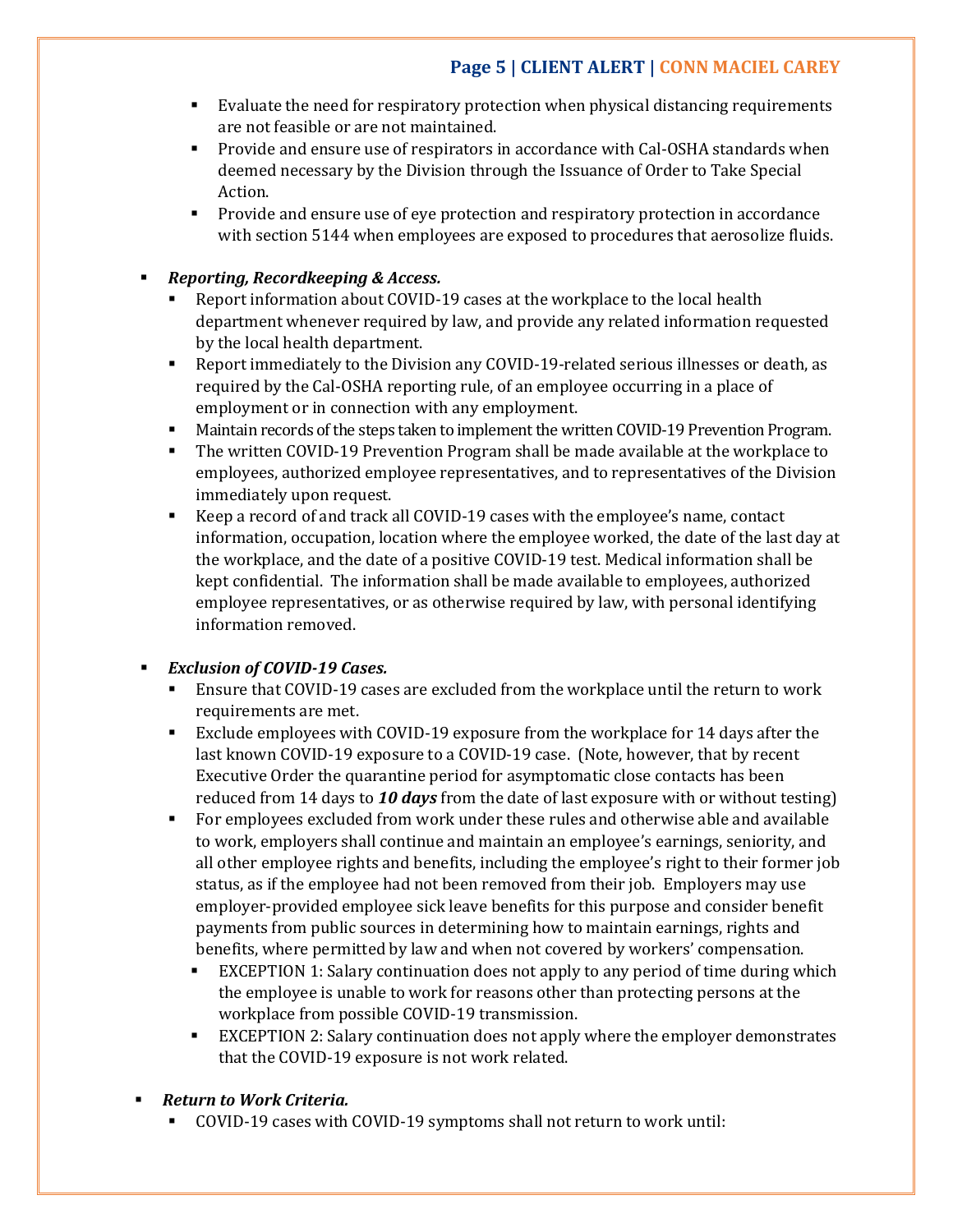- Evaluate the need for respiratory protection when physical distancing requirements are not feasible or are not maintained.
    - Provide and ensure use of respirators in accordance with Cal-OSHA standards when deemed necessary by the Division through the Issuance of Order to Take Special Action.
    - Provide and ensure use of eye protection and respiratory protection in accordance with section 5144 when employees are exposed to procedures that aerosolize fluids.

- ***Reporting, Recordkeeping & Access.***
  - Report information about COVID-19 cases at the workplace to the local health department whenever required by law, and provide any related information requested by the local health department.
  - Report immediately to the Division any COVID-19-related serious illnesses or death, as required by the Cal-OSHA reporting rule, of an employee occurring in a place of employment or in connection with any employment.
  - Maintain records of the steps taken to implement the written COVID-19 Prevention Program.
  - The written COVID-19 Prevention Program shall be made available at the workplace to employees, authorized employee representatives, and to representatives of the Division immediately upon request.
  - Keep a record of and track all COVID-19 cases with the employee's name, contact information, occupation, location where the employee worked, the date of the last day at the workplace, and the date of a positive COVID-19 test. Medical information shall be kept confidential. The information shall be made available to employees, authorized employee representatives, or as otherwise required by law, with personal identifying information removed.

- ***Exclusion of COVID-19 Cases.***
  - Ensure that COVID-19 cases are excluded from the workplace until the return to work requirements are met.
  - Exclude employees with COVID-19 exposure from the workplace for 14 days after the last known COVID-19 exposure to a COVID-19 case. (Note, however, that by recent Executive Order the quarantine period for asymptomatic close contacts has been reduced from 14 days to ***10 days*** from the date of last exposure with or without testing)
  - For employees excluded from work under these rules and otherwise able and available to work, employers shall continue and maintain an employee's earnings, seniority, and all other employee rights and benefits, including the employee's right to their former job status, as if the employee had not been removed from their job. Employers may use employer-provided employee sick leave benefits for this purpose and consider benefit payments from public sources in determining how to maintain earnings, rights and benefits, where permitted by law and when not covered by workers' compensation.
    - EXCEPTION 1: Salary continuation does not apply to any period of time during which the employee is unable to work for reasons other than protecting persons at the workplace from possible COVID-19 transmission.
    - EXCEPTION 2: Salary continuation does not apply where the employer demonstrates that the COVID-19 exposure is not work related.

- ***Return to Work Criteria.***
  - COVID-19 cases with COVID-19 symptoms shall not return to work until: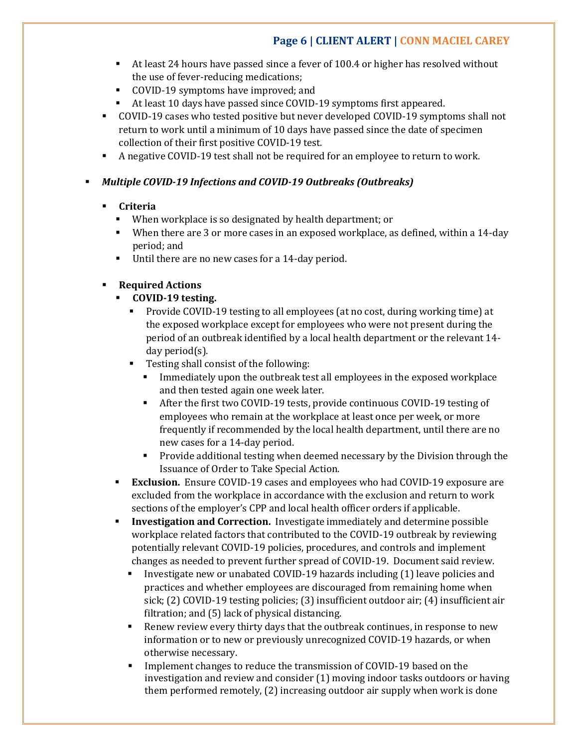- At least 24 hours have passed since a fever of 100.4 or higher has resolved without the use of fever-reducing medications;
    - COVID-19 symptoms have improved; and
    - At least 10 days have passed since COVID-19 symptoms first appeared.
  - COVID-19 cases who tested positive but never developed COVID-19 symptoms shall not return to work until a minimum of 10 days have passed since the date of specimen collection of their first positive COVID-19 test.
  - A negative COVID-19 test shall not be required for an employee to return to work.

- ***Multiple COVID-19 Infections and COVID-19 Outbreaks (Outbreaks)***

  - **Criteria**
    - When workplace is so designated by health department; or
    - When there are 3 or more cases in an exposed workplace, as defined, within a 14-day period; and
    - Until there are no new cases for a 14-day period.

  - **Required Actions**
    - **COVID-19 testing.**
      - Provide COVID-19 testing to all employees (at no cost, during working time) at the exposed workplace except for employees who were not present during the period of an outbreak identified by a local health department or the relevant 14-day period(s).
      - Testing shall consist of the following:
        - Immediately upon the outbreak test all employees in the exposed workplace and then tested again one week later.
        - After the first two COVID-19 tests, provide continuous COVID-19 testing of employees who remain at the workplace at least once per week, or more frequently if recommended by the local health department, until there are no new cases for a 14-day period.
        - Provide additional testing when deemed necessary by the Division through the Issuance of Order to Take Special Action.
    - **Exclusion.** Ensure COVID-19 cases and employees who had COVID-19 exposure are excluded from the workplace in accordance with the exclusion and return to work sections of the employer's CPP and local health officer orders if applicable.
    - **Investigation and Correction.** Investigate immediately and determine possible workplace related factors that contributed to the COVID-19 outbreak by reviewing potentially relevant COVID-19 policies, procedures, and controls and implement changes as needed to prevent further spread of COVID-19. Document said review.
      - Investigate new or unabated COVID-19 hazards including (1) leave policies and practices and whether employees are discouraged from remaining home when sick; (2) COVID-19 testing policies; (3) insufficient outdoor air; (4) insufficient air filtration; and (5) lack of physical distancing.
      - Renew review every thirty days that the outbreak continues, in response to new information or to new or previously unrecognized COVID-19 hazards, or when otherwise necessary.
      - Implement changes to reduce the transmission of COVID-19 based on the investigation and review and consider (1) moving indoor tasks outdoors or having them performed remotely, (2) increasing outdoor air supply when work is done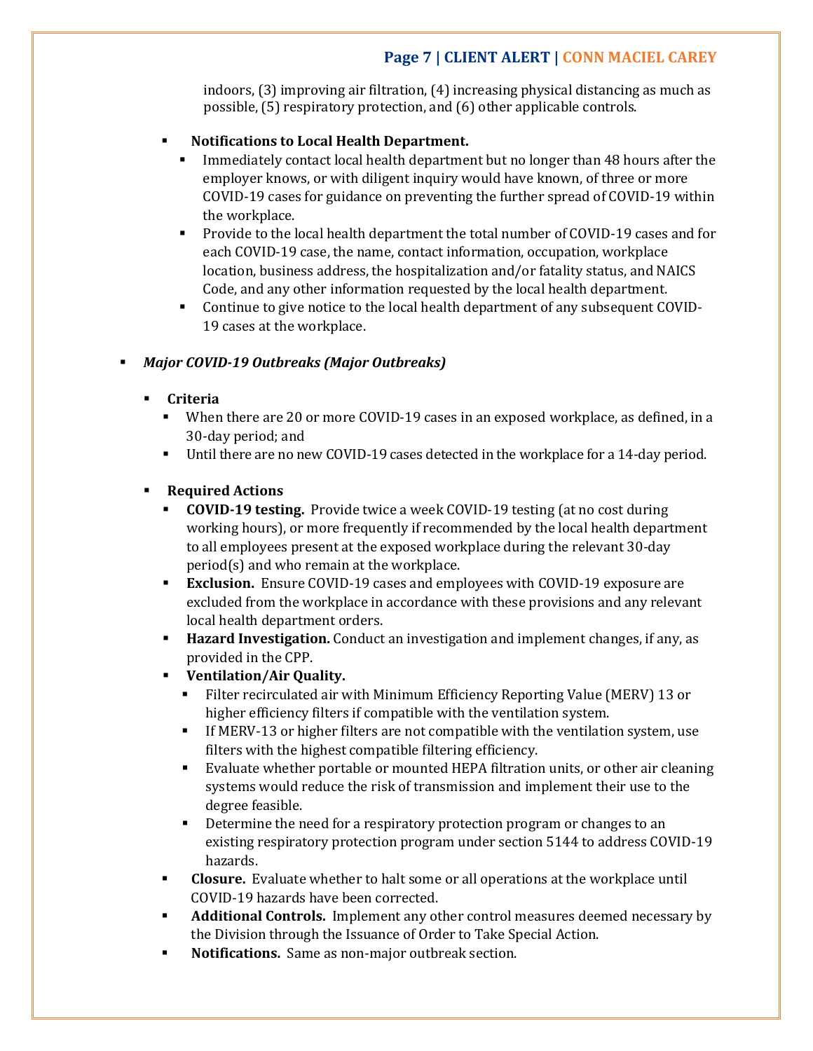indoors, (3) improving air filtration, (4) increasing physical distancing as much as possible, (5) respiratory protection, and (6) other applicable controls.

- **Notifications to Local Health Department.**
  - Immediately contact local health department but no longer than 48 hours after the employer knows, or with diligent inquiry would have known, of three or more COVID-19 cases for guidance on preventing the further spread of COVID-19 within the workplace.
  - Provide to the local health department the total number of COVID-19 cases and for each COVID-19 case, the name, contact information, occupation, workplace location, business address, the hospitalization and/or fatality status, and NAICS Code, and any other information requested by the local health department.
  - Continue to give notice to the local health department of any subsequent COVID-19 cases at the workplace.

- ***Major COVID-19 Outbreaks (Major Outbreaks)***
  - **Criteria**
    - When there are 20 or more COVID-19 cases in an exposed workplace, as defined, in a 30-day period; and
    - Until there are no new COVID-19 cases detected in the workplace for a 14-day period.
  - **Required Actions**
    - **COVID-19 testing.** Provide twice a week COVID-19 testing (at no cost during working hours), or more frequently if recommended by the local health department to all employees present at the exposed workplace during the relevant 30-day period(s) and who remain at the workplace.
    - **Exclusion.** Ensure COVID-19 cases and employees with COVID-19 exposure are excluded from the workplace in accordance with these provisions and any relevant local health department orders.
    - **Hazard Investigation.** Conduct an investigation and implement changes, if any, as provided in the CPP.
    - **Ventilation/Air Quality.**
      - Filter recirculated air with Minimum Efficiency Reporting Value (MERV) 13 or higher efficiency filters if compatible with the ventilation system.
      - If MERV-13 or higher filters are not compatible with the ventilation system, use filters with the highest compatible filtering efficiency.
      - Evaluate whether portable or mounted HEPA filtration units, or other air cleaning systems would reduce the risk of transmission and implement their use to the degree feasible.
      - Determine the need for a respiratory protection program or changes to an existing respiratory protection program under section 5144 to address COVID-19 hazards.
    - **Closure.** Evaluate whether to halt some or all operations at the workplace until COVID-19 hazards have been corrected.
    - **Additional Controls.** Implement any other control measures deemed necessary by the Division through the Issuance of Order to Take Special Action.
    - **Notifications.** Same as non-major outbreak section.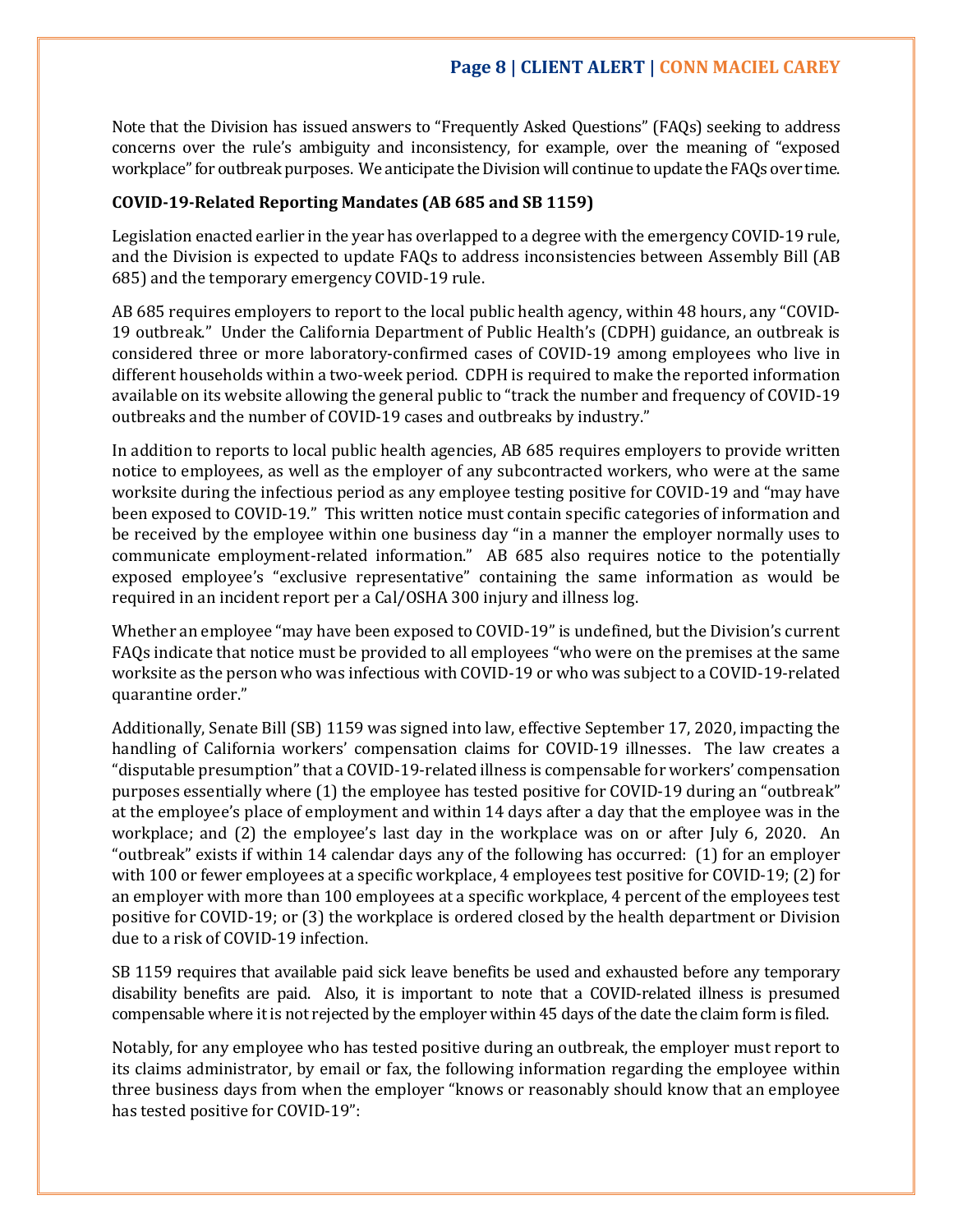Note that the Division has issued answers to "Frequently Asked Questions" (FAQs) seeking to address concerns over the rule's ambiguity and inconsistency, for example, over the meaning of "exposed workplace" for outbreak purposes. We anticipate the Division will continue to update the FAQs over time.

**COVID-19-Related Reporting Mandates (AB 685 and SB 1159)**

Legislation enacted earlier in the year has overlapped to a degree with the emergency COVID-19 rule, and the Division is expected to update FAQs to address inconsistencies between Assembly Bill (AB 685) and the temporary emergency COVID-19 rule.

AB 685 requires employers to report to the local public health agency, within 48 hours, any "COVID-19 outbreak." Under the California Department of Public Health's (CDPH) guidance, an outbreak is considered three or more laboratory-confirmed cases of COVID-19 among employees who live in different households within a two-week period. CDPH is required to make the reported information available on its website allowing the general public to "track the number and frequency of COVID-19 outbreaks and the number of COVID-19 cases and outbreaks by industry."

In addition to reports to local public health agencies, AB 685 requires employers to provide written notice to employees, as well as the employer of any subcontracted workers, who were at the same worksite during the infectious period as any employee testing positive for COVID-19 and "may have been exposed to COVID-19." This written notice must contain specific categories of information and be received by the employee within one business day "in a manner the employer normally uses to communicate employment-related information." AB 685 also requires notice to the potentially exposed employee's "exclusive representative" containing the same information as would be required in an incident report per a Cal/OSHA 300 injury and illness log.

Whether an employee "may have been exposed to COVID-19" is undefined, but the Division's current FAQs indicate that notice must be provided to all employees "who were on the premises at the same worksite as the person who was infectious with COVID-19 or who was subject to a COVID-19-related quarantine order."

Additionally, Senate Bill (SB) 1159 was signed into law, effective September 17, 2020, impacting the handling of California workers' compensation claims for COVID-19 illnesses. The law creates a "disputable presumption" that a COVID-19-related illness is compensable for workers' compensation purposes essentially where (1) the employee has tested positive for COVID-19 during an "outbreak" at the employee's place of employment and within 14 days after a day that the employee was in the workplace; and (2) the employee's last day in the workplace was on or after July 6, 2020. An "outbreak" exists if within 14 calendar days any of the following has occurred: (1) for an employer with 100 or fewer employees at a specific workplace, 4 employees test positive for COVID-19; (2) for an employer with more than 100 employees at a specific workplace, 4 percent of the employees test positive for COVID-19; or (3) the workplace is ordered closed by the health department or Division due to a risk of COVID-19 infection.

SB 1159 requires that available paid sick leave benefits be used and exhausted before any temporary disability benefits are paid. Also, it is important to note that a COVID-related illness is presumed compensable where it is not rejected by the employer within 45 days of the date the claim form is filed.

Notably, for any employee who has tested positive during an outbreak, the employer must report to its claims administrator, by email or fax, the following information regarding the employee within three business days from when the employer "knows or reasonably should know that an employee has tested positive for COVID-19":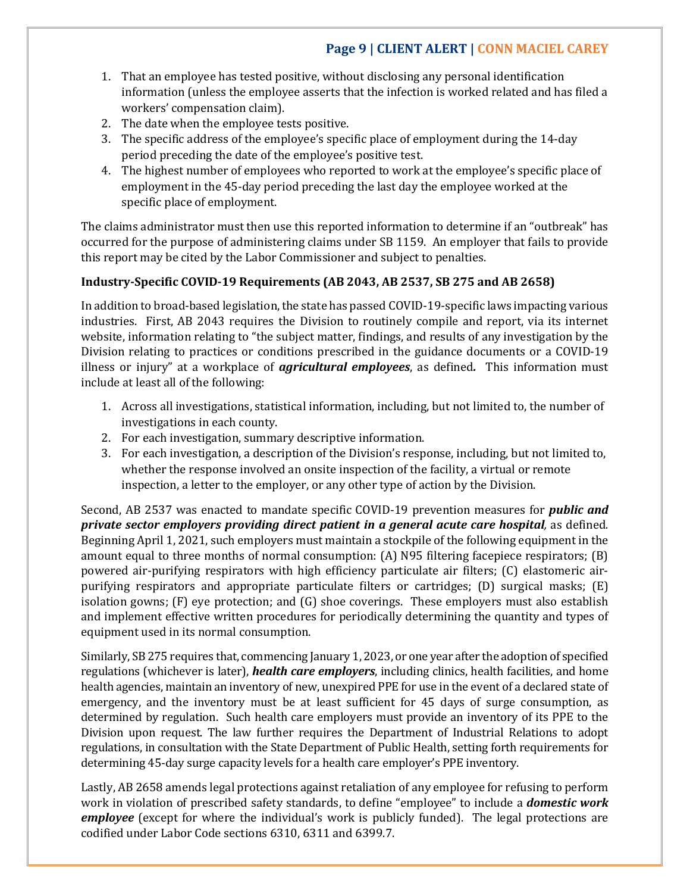1. That an employee has tested positive, without disclosing any personal identification information (unless the employee asserts that the infection is worked related and has filed a workers' compensation claim).
2. The date when the employee tests positive.
3. The specific address of the employee's specific place of employment during the 14-day period preceding the date of the employee's positive test.
4. The highest number of employees who reported to work at the employee's specific place of employment in the 45-day period preceding the last day the employee worked at the specific place of employment.

The claims administrator must then use this reported information to determine if an "outbreak" has occurred for the purpose of administering claims under SB 1159. An employer that fails to provide this report may be cited by the Labor Commissioner and subject to penalties.

**Industry-Specific COVID-19 Requirements (AB 2043, AB 2537, SB 275 and AB 2658)**

In addition to broad-based legislation, the state has passed COVID-19-specific laws impacting various industries. First, AB 2043 requires the Division to routinely compile and report, via its internet website, information relating to "the subject matter, findings, and results of any investigation by the Division relating to practices or conditions prescribed in the guidance documents or a COVID-19 illness or injury" at a workplace of ***agricultural employees***, as defined**.** This information must include at least all of the following:

1. Across all investigations, statistical information, including, but not limited to, the number of investigations in each county.
2. For each investigation, summary descriptive information.
3. For each investigation, a description of the Division's response, including, but not limited to, whether the response involved an onsite inspection of the facility, a virtual or remote inspection, a letter to the employer, or any other type of action by the Division.

Second, AB 2537 was enacted to mandate specific COVID-19 prevention measures for ***public and private sector employers providing direct patient in a general acute care hospital****,* as defined*.* Beginning April 1, 2021, such employers must maintain a stockpile of the following equipment in the amount equal to three months of normal consumption: (A) N95 filtering facepiece respirators; (B) powered air-purifying respirators with high efficiency particulate air filters; (C) elastomeric air-purifying respirators and appropriate particulate filters or cartridges; (D) surgical masks; (E) isolation gowns; (F) eye protection; and (G) shoe coverings. These employers must also establish and implement effective written procedures for periodically determining the quantity and types of equipment used in its normal consumption.

Similarly, SB 275 requires that, commencing January 1, 2023, or one year after the adoption of specified regulations (whichever is later), ***health care employers***, including clinics, health facilities, and home health agencies, maintain an inventory of new, unexpired PPE for use in the event of a declared state of emergency, and the inventory must be at least sufficient for 45 days of surge consumption, as determined by regulation. Such health care employers must provide an inventory of its PPE to the Division upon request. The law further requires the Department of Industrial Relations to adopt regulations, in consultation with the State Department of Public Health, setting forth requirements for determining 45-day surge capacity levels for a health care employer's PPE inventory.

Lastly, AB 2658 amends legal protections against retaliation of any employee for refusing to perform work in violation of prescribed safety standards, to define "employee" to include a ***domestic work employee*** (except for where the individual's work is publicly funded). The legal protections are codified under Labor Code sections 6310, 6311 and 6399.7.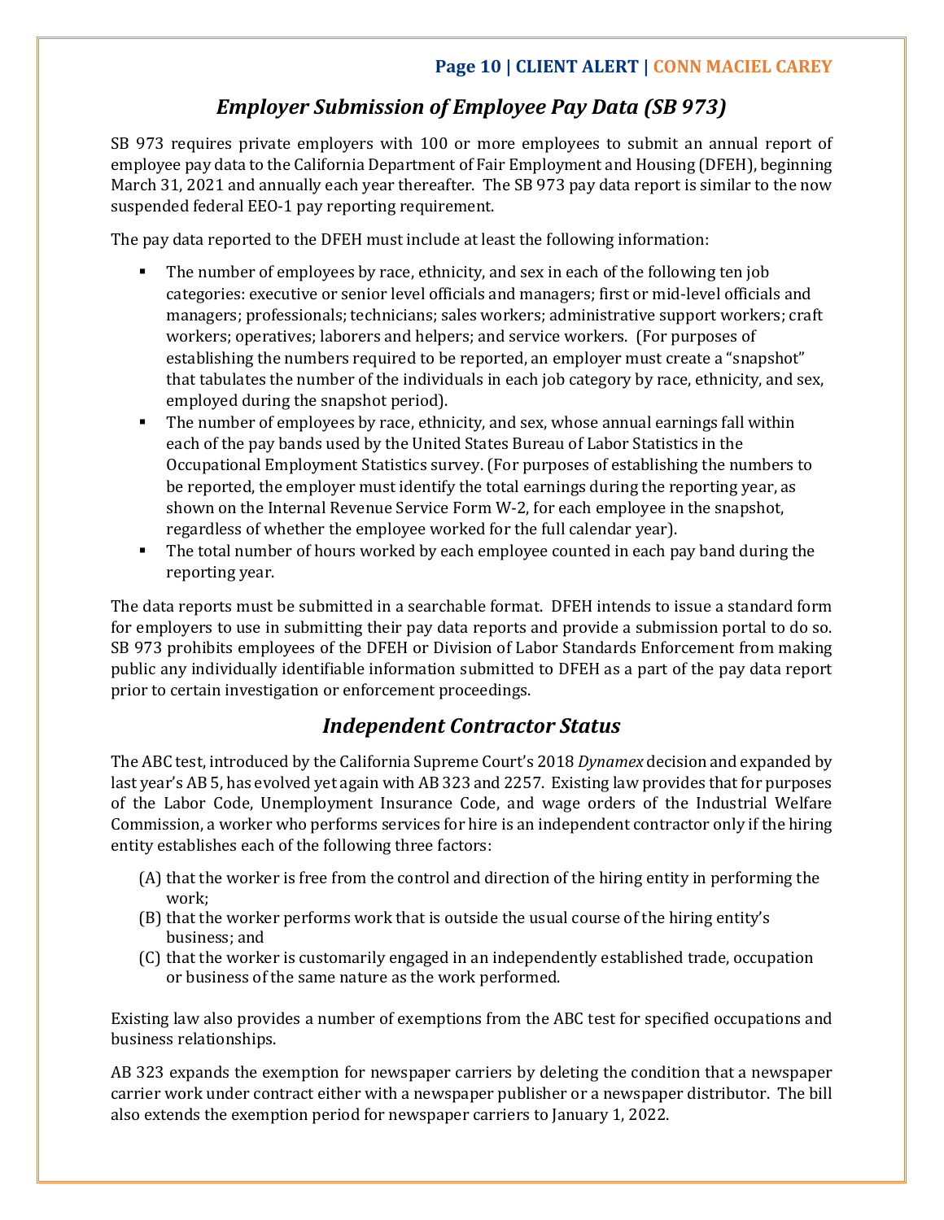## *Employer Submission of Employee Pay Data (SB 973)*

SB 973 requires private employers with 100 or more employees to submit an annual report of employee pay data to the California Department of Fair Employment and Housing (DFEH), beginning March 31, 2021 and annually each year thereafter. The SB 973 pay data report is similar to the now suspended federal EEO-1 pay reporting requirement.

The pay data reported to the DFEH must include at least the following information:

- The number of employees by race, ethnicity, and sex in each of the following ten job categories: executive or senior level officials and managers; first or mid-level officials and managers; professionals; technicians; sales workers; administrative support workers; craft workers; operatives; laborers and helpers; and service workers. (For purposes of establishing the numbers required to be reported, an employer must create a "snapshot" that tabulates the number of the individuals in each job category by race, ethnicity, and sex, employed during the snapshot period).
- The number of employees by race, ethnicity, and sex, whose annual earnings fall within each of the pay bands used by the United States Bureau of Labor Statistics in the Occupational Employment Statistics survey. (For purposes of establishing the numbers to be reported, the employer must identify the total earnings during the reporting year, as shown on the Internal Revenue Service Form W-2, for each employee in the snapshot, regardless of whether the employee worked for the full calendar year).
- The total number of hours worked by each employee counted in each pay band during the reporting year.

The data reports must be submitted in a searchable format. DFEH intends to issue a standard form for employers to use in submitting their pay data reports and provide a submission portal to do so. SB 973 prohibits employees of the DFEH or Division of Labor Standards Enforcement from making public any individually identifiable information submitted to DFEH as a part of the pay data report prior to certain investigation or enforcement proceedings.

## *Independent Contractor Status*

The ABC test, introduced by the California Supreme Court's 2018 *Dynamex* decision and expanded by last year's AB 5, has evolved yet again with AB 323 and 2257. Existing law provides that for purposes of the Labor Code, Unemployment Insurance Code, and wage orders of the Industrial Welfare Commission, a worker who performs services for hire is an independent contractor only if the hiring entity establishes each of the following three factors:

(A) that the worker is free from the control and direction of the hiring entity in performing the work;
(B) that the worker performs work that is outside the usual course of the hiring entity's business; and
(C) that the worker is customarily engaged in an independently established trade, occupation or business of the same nature as the work performed.

Existing law also provides a number of exemptions from the ABC test for specified occupations and business relationships.

AB 323 expands the exemption for newspaper carriers by deleting the condition that a newspaper carrier work under contract either with a newspaper publisher or a newspaper distributor. The bill also extends the exemption period for newspaper carriers to January 1, 2022.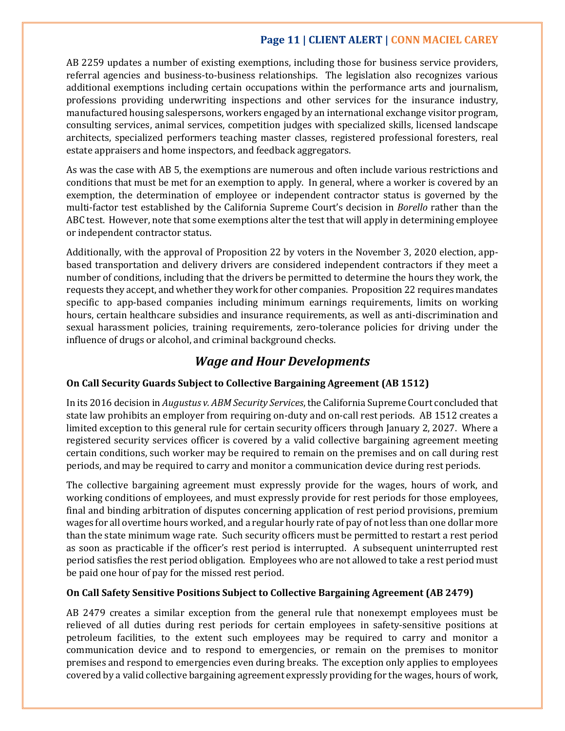AB 2259 updates a number of existing exemptions, including those for business service providers, referral agencies and business-to-business relationships. The legislation also recognizes various additional exemptions including certain occupations within the performance arts and journalism, professions providing underwriting inspections and other services for the insurance industry, manufactured housing salespersons, workers engaged by an international exchange visitor program, consulting services, animal services, competition judges with specialized skills, licensed landscape architects, specialized performers teaching master classes, registered professional foresters, real estate appraisers and home inspectors, and feedback aggregators.

As was the case with AB 5, the exemptions are numerous and often include various restrictions and conditions that must be met for an exemption to apply. In general, where a worker is covered by an exemption, the determination of employee or independent contractor status is governed by the multi-factor test established by the California Supreme Court's decision in *Borello* rather than the ABC test. However, note that some exemptions alter the test that will apply in determining employee or independent contractor status.

Additionally, with the approval of Proposition 22 by voters in the November 3, 2020 election, app-based transportation and delivery drivers are considered independent contractors if they meet a number of conditions, including that the drivers be permitted to determine the hours they work, the requests they accept, and whether they work for other companies. Proposition 22 requires mandates specific to app-based companies including minimum earnings requirements, limits on working hours, certain healthcare subsidies and insurance requirements, as well as anti-discrimination and sexual harassment policies, training requirements, zero-tolerance policies for driving under the influence of drugs or alcohol, and criminal background checks.

## *Wage and Hour Developments*

**On Call Security Guards Subject to Collective Bargaining Agreement (AB 1512)**

In its 2016 decision in *Augustus v. ABM Security Services*, the California Supreme Court concluded that state law prohibits an employer from requiring on-duty and on-call rest periods. AB 1512 creates a limited exception to this general rule for certain security officers through January 2, 2027. Where a registered security services officer is covered by a valid collective bargaining agreement meeting certain conditions, such worker may be required to remain on the premises and on call during rest periods, and may be required to carry and monitor a communication device during rest periods.

The collective bargaining agreement must expressly provide for the wages, hours of work, and working conditions of employees, and must expressly provide for rest periods for those employees, final and binding arbitration of disputes concerning application of rest period provisions, premium wages for all overtime hours worked, and a regular hourly rate of pay of not less than one dollar more than the state minimum wage rate. Such security officers must be permitted to restart a rest period as soon as practicable if the officer's rest period is interrupted. A subsequent uninterrupted rest period satisfies the rest period obligation. Employees who are not allowed to take a rest period must be paid one hour of pay for the missed rest period.

**On Call Safety Sensitive Positions Subject to Collective Bargaining Agreement (AB 2479)**

AB 2479 creates a similar exception from the general rule that nonexempt employees must be relieved of all duties during rest periods for certain employees in safety-sensitive positions at petroleum facilities, to the extent such employees may be required to carry and monitor a communication device and to respond to emergencies, or remain on the premises to monitor premises and respond to emergencies even during breaks. The exception only applies to employees covered by a valid collective bargaining agreement expressly providing for the wages, hours of work,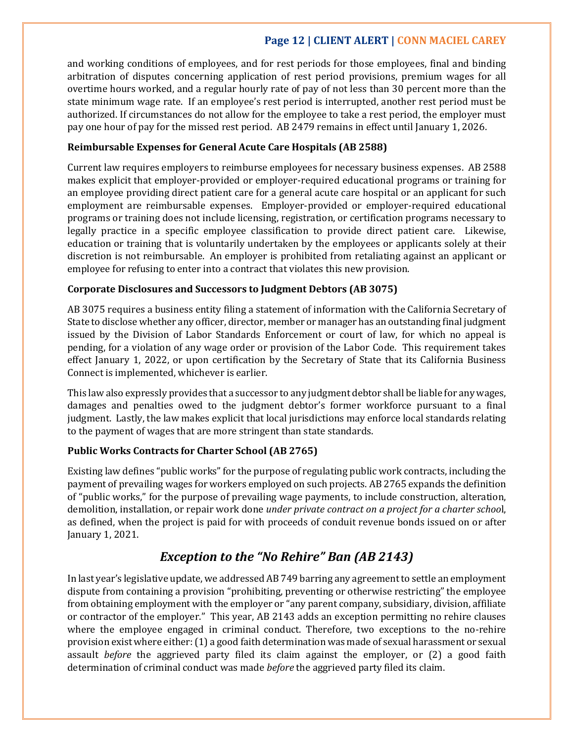and working conditions of employees, and for rest periods for those employees, final and binding arbitration of disputes concerning application of rest period provisions, premium wages for all overtime hours worked, and a regular hourly rate of pay of not less than 30 percent more than the state minimum wage rate. If an employee's rest period is interrupted, another rest period must be authorized. If circumstances do not allow for the employee to take a rest period, the employer must pay one hour of pay for the missed rest period. AB 2479 remains in effect until January 1, 2026.

**Reimbursable Expenses for General Acute Care Hospitals (AB 2588)**

Current law requires employers to reimburse employees for necessary business expenses. AB 2588 makes explicit that employer-provided or employer-required educational programs or training for an employee providing direct patient care for a general acute care hospital or an applicant for such employment are reimbursable expenses. Employer-provided or employer-required educational programs or training does not include licensing, registration, or certification programs necessary to legally practice in a specific employee classification to provide direct patient care. Likewise, education or training that is voluntarily undertaken by the employees or applicants solely at their discretion is not reimbursable. An employer is prohibited from retaliating against an applicant or employee for refusing to enter into a contract that violates this new provision.

**Corporate Disclosures and Successors to Judgment Debtors (AB 3075)**

AB 3075 requires a business entity filing a statement of information with the California Secretary of State to disclose whether any officer, director, member or manager has an outstanding final judgment issued by the Division of Labor Standards Enforcement or court of law, for which no appeal is pending, for a violation of any wage order or provision of the Labor Code. This requirement takes effect January 1, 2022, or upon certification by the Secretary of State that its California Business Connect is implemented, whichever is earlier.

This law also expressly provides that a successor to any judgment debtor shall be liable for any wages, damages and penalties owed to the judgment debtor's former workforce pursuant to a final judgment. Lastly, the law makes explicit that local jurisdictions may enforce local standards relating to the payment of wages that are more stringent than state standards.

**Public Works Contracts for Charter School (AB 2765)**

Existing law defines "public works" for the purpose of regulating public work contracts, including the payment of prevailing wages for workers employed on such projects. AB 2765 expands the definition of "public works," for the purpose of prevailing wage payments, to include construction, alteration, demolition, installation, or repair work done *under private contract on a project for a charter school*, as defined, when the project is paid for with proceeds of conduit revenue bonds issued on or after January 1, 2021.

## *Exception to the "No Rehire" Ban (AB 2143)*

In last year's legislative update, we addressed AB 749 barring any agreement to settle an employment dispute from containing a provision "prohibiting, preventing or otherwise restricting" the employee from obtaining employment with the employer or "any parent company, subsidiary, division, affiliate or contractor of the employer." This year, AB 2143 adds an exception permitting no rehire clauses where the employee engaged in criminal conduct. Therefore, two exceptions to the no-rehire provision exist where either: (1) a good faith determination was made of sexual harassment or sexual assault *before* the aggrieved party filed its claim against the employer, or (2) a good faith determination of criminal conduct was made *before* the aggrieved party filed its claim.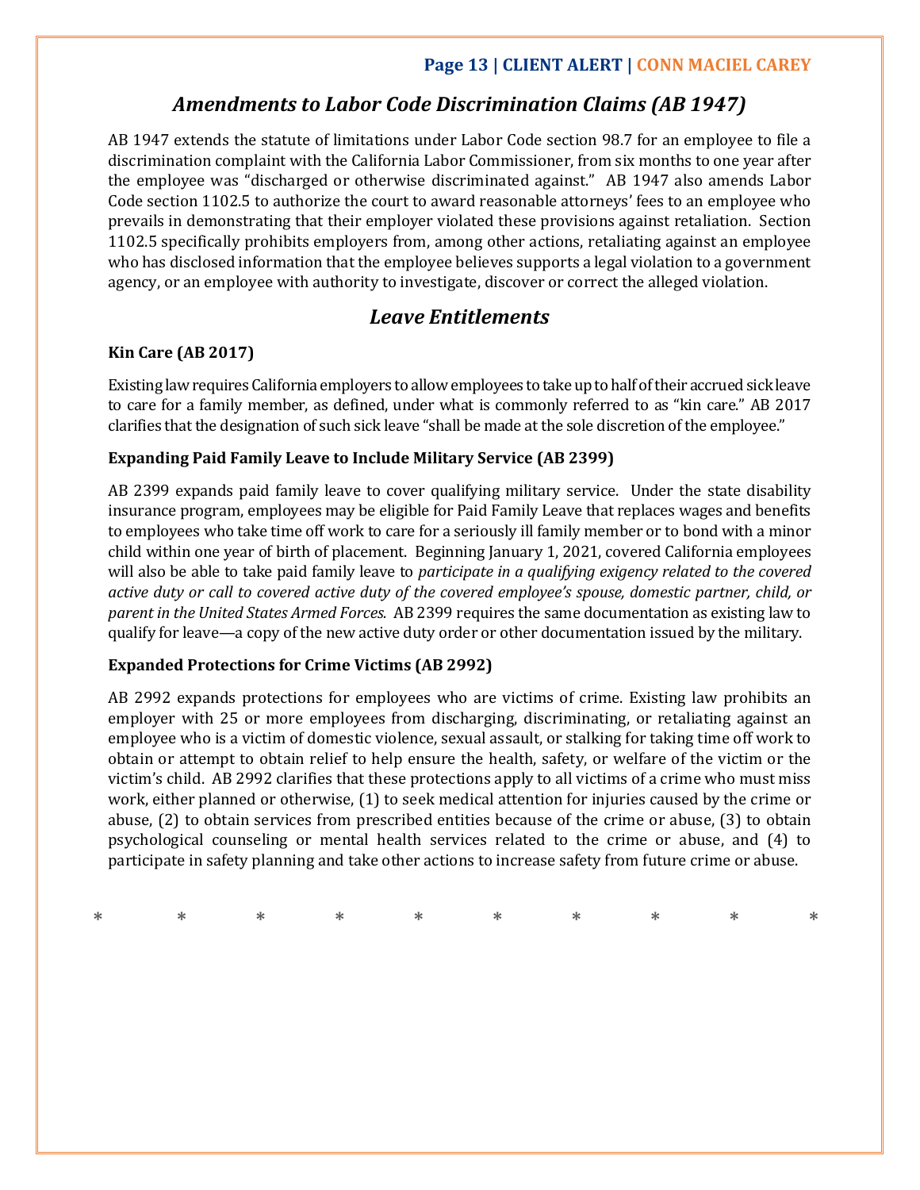## *Amendments to Labor Code Discrimination Claims (AB 1947)*

AB 1947 extends the statute of limitations under Labor Code section 98.7 for an employee to file a discrimination complaint with the California Labor Commissioner, from six months to one year after the employee was "discharged or otherwise discriminated against." AB 1947 also amends Labor Code section 1102.5 to authorize the court to award reasonable attorneys' fees to an employee who prevails in demonstrating that their employer violated these provisions against retaliation. Section 1102.5 specifically prohibits employers from, among other actions, retaliating against an employee who has disclosed information that the employee believes supports a legal violation to a government agency, or an employee with authority to investigate, discover or correct the alleged violation.

## *Leave Entitlements*

**Kin Care (AB 2017)**

Existing law requires California employers to allow employees to take up to half of their accrued sick leave to care for a family member, as defined, under what is commonly referred to as "kin care." AB 2017 clarifies that the designation of such sick leave "shall be made at the sole discretion of the employee."

**Expanding Paid Family Leave to Include Military Service (AB 2399)**

AB 2399 expands paid family leave to cover qualifying military service. Under the state disability insurance program, employees may be eligible for Paid Family Leave that replaces wages and benefits to employees who take time off work to care for a seriously ill family member or to bond with a minor child within one year of birth of placement. Beginning January 1, 2021, covered California employees will also be able to take paid family leave to *participate in a qualifying exigency related to the covered active duty or call to covered active duty of the covered employee's spouse, domestic partner, child, or parent in the United States Armed Forces.* AB 2399 requires the same documentation as existing law to qualify for leave—a copy of the new active duty order or other documentation issued by the military.

**Expanded Protections for Crime Victims (AB 2992)**

AB 2992 expands protections for employees who are victims of crime. Existing law prohibits an employer with 25 or more employees from discharging, discriminating, or retaliating against an employee who is a victim of domestic violence, sexual assault, or stalking for taking time off work to obtain or attempt to obtain relief to help ensure the health, safety, or welfare of the victim or the victim's child. AB 2992 clarifies that these protections apply to all victims of a crime who must miss work, either planned or otherwise, (1) to seek medical attention for injuries caused by the crime or abuse, (2) to obtain services from prescribed entities because of the crime or abuse, (3) to obtain psychological counseling or mental health services related to the crime or abuse, and (4) to participate in safety planning and take other actions to increase safety from future crime or abuse.

\* \* \* \* \* \* \* \* \* \*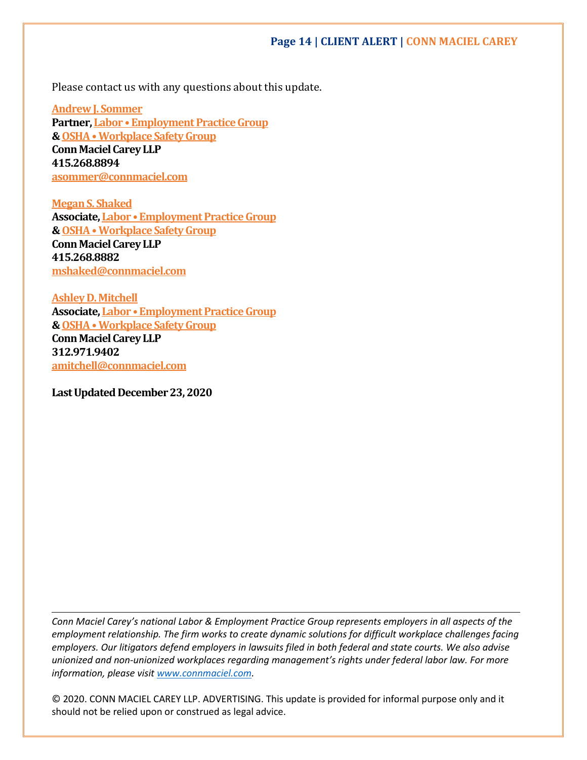Please contact us with any questions about this update.

**Andrew J. Sommer**
**Partner, Labor • Employment Practice Group**
**& OSHA • Workplace Safety Group**
**Conn Maciel Carey LLP**
**415.268.8894**
**asommer@connmaciel.com**

**Megan S. Shaked**
**Associate, Labor • Employment Practice Group**
**& OSHA • Workplace Safety Group**
**Conn Maciel Carey LLP**
**415.268.8882**
**mshaked@connmaciel.com**

**Ashley D. Mitchell**
**Associate, Labor • Employment Practice Group**
**& OSHA • Workplace Safety Group**
**Conn Maciel Carey LLP**
**312.971.9402**
**amitchell@connmaciel.com**

**Last Updated December 23, 2020**

---

*Conn Maciel Carey's national Labor & Employment Practice Group represents employers in all aspects of the employment relationship. The firm works to create dynamic solutions for difficult workplace challenges facing employers. Our litigators defend employers in lawsuits filed in both federal and state courts. We also advise unionized and non-unionized workplaces regarding management's rights under federal labor law. For more information, please visit www.connmaciel.com.*

© 2020. CONN MACIEL CAREY LLP. ADVERTISING. This update is provided for informal purpose only and it should not be relied upon or construed as legal advice.